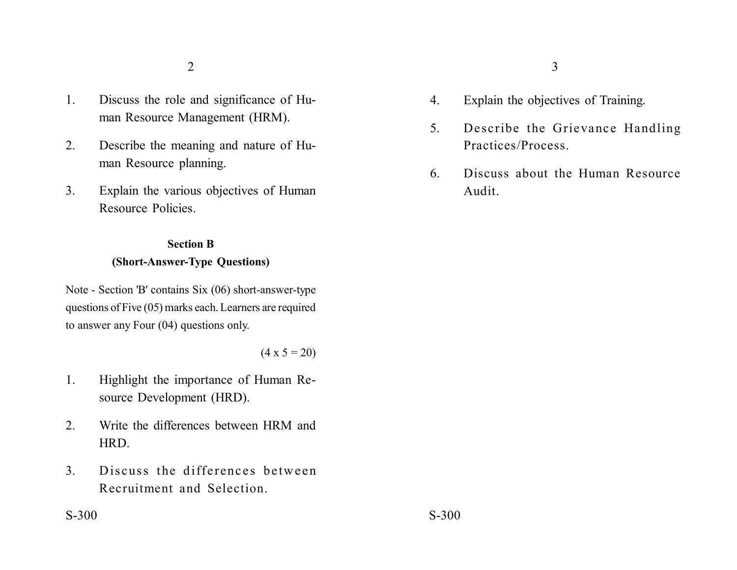1. Discuss the role and significance of Human Resource Management (HRM).

2. Describe the meaning and nature of Human Resource planning.

3. Explain the various objectives of Human Resource Policies.

## Section B
### (Short-Answer-Type Questions)

Note - Section 'B' contains Six (06) short-answer-type questions of Five (05) marks each. Learners are required to answer any Four (04) questions only.

(4 x 5 = 20)

1. Highlight the importance of Human Resource Development (HRD).

2. Write the differences between HRM and HRD.

3. Discuss the differences between Recruitment and Selection.

4. Explain the objectives of Training.

5. Describe the Grievance Handling Practices/Process.

6. Discuss about the Human Resource Audit.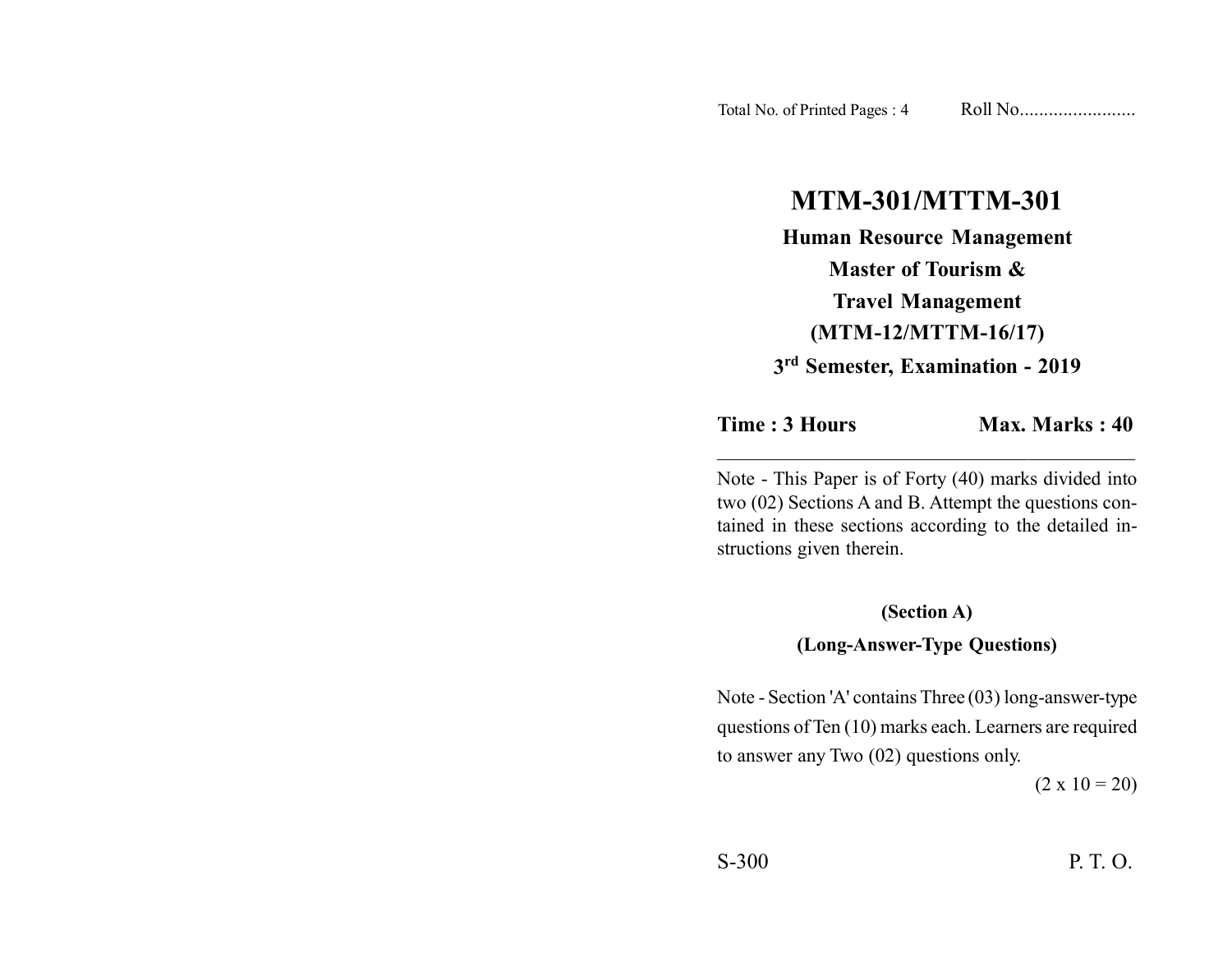Total No. of Printed Pages : 4 Roll No.......................

# MTM-301/MTTM-301

## Human Resource Management

## Master of Tourism & Travel Management

## (MTM-12/MTTM-16/17)

## 3rd Semester, Examination - 2019

**Time : 3 Hours** **Max. Marks : 40**

Note - This Paper is of Forty (40) marks divided into two (02) Sections A and B. Attempt the questions contained in these sections according to the detailed instructions given therein.

### (Section A)

### (Long-Answer-Type Questions)

Note - Section 'A' contains Three (03) long-answer-type questions of Ten (10) marks each. Learners are required to answer any Two (02) questions only.

(2 x 10 = 20)

S-300 P. T. O.